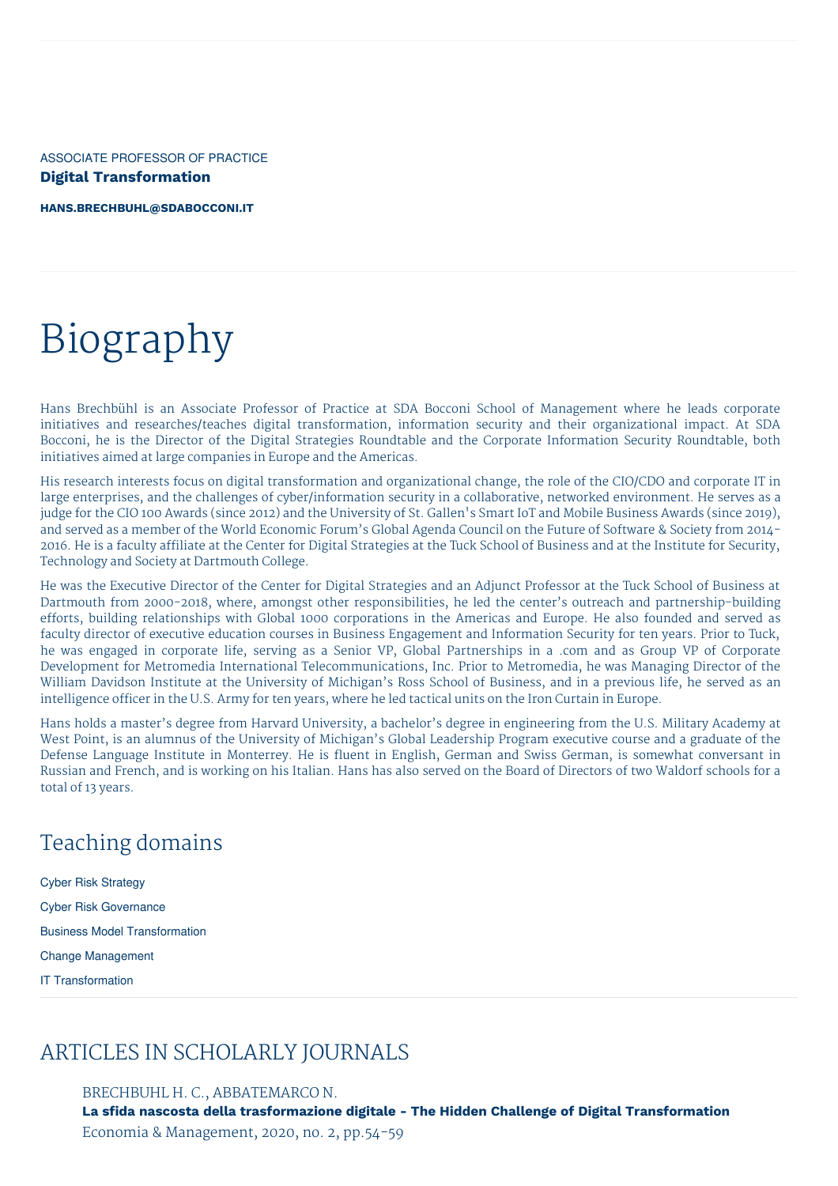ASSOCIATE PROFESSOR OF PRACTICE

**Digital Transformation**

**HANS.BRECHBUHL@SDABOCCONI.IT**

# Biography

Hans Brechbühl is an Associate Professor of Practice at SDA Bocconi School of Management where he leads corporate initiatives and researches/teaches digital transformation, information security and their organizational impact. At SDA Bocconi, he is the Director of the Digital Strategies Roundtable and the Corporate Information Security Roundtable, both initiatives aimed at large companies in Europe and the Americas.

His research interests focus on digital transformation and organizational change, the role of the CIO/CDO and corporate IT in large enterprises, and the challenges of cyber/information security in a collaborative, networked environment. He serves as a judge for the CIO 100 Awards (since 2012) and the University of St. Gallen's Smart IoT and Mobile Business Awards (since 2019), and served as a member of the World Economic Forum's Global Agenda Council on the Future of Software & Society from 2014-2016. He is a faculty affiliate at the Center for Digital Strategies at the Tuck School of Business and at the Institute for Security, Technology and Society at Dartmouth College.

He was the Executive Director of the Center for Digital Strategies and an Adjunct Professor at the Tuck School of Business at Dartmouth from 2000-2018, where, amongst other responsibilities, he led the center's outreach and partnership-building efforts, building relationships with Global 1000 corporations in the Americas and Europe. He also founded and served as faculty director of executive education courses in Business Engagement and Information Security for ten years. Prior to Tuck, he was engaged in corporate life, serving as a Senior VP, Global Partnerships in a .com and as Group VP of Corporate Development for Metromedia International Telecommunications, Inc. Prior to Metromedia, he was Managing Director of the William Davidson Institute at the University of Michigan's Ross School of Business, and in a previous life, he served as an intelligence officer in the U.S. Army for ten years, where he led tactical units on the Iron Curtain in Europe.

Hans holds a master's degree from Harvard University, a bachelor's degree in engineering from the U.S. Military Academy at West Point, is an alumnus of the University of Michigan's Global Leadership Program executive course and a graduate of the Defense Language Institute in Monterrey. He is fluent in English, German and Swiss German, is somewhat conversant in Russian and French, and is working on his Italian. Hans has also served on the Board of Directors of two Waldorf schools for a total of 13 years.

## Teaching domains

Cyber Risk Strategy

Cyber Risk Governance

Business Model Transformation

Change Management

IT Transformation

## ARTICLES IN SCHOLARLY JOURNALS

BRECHBUHL H. C., ABBATEMARCO N.
**La sfida nascosta della trasformazione digitale - The Hidden Challenge of Digital Transformation**
Economia & Management, 2020, no. 2, pp.54-59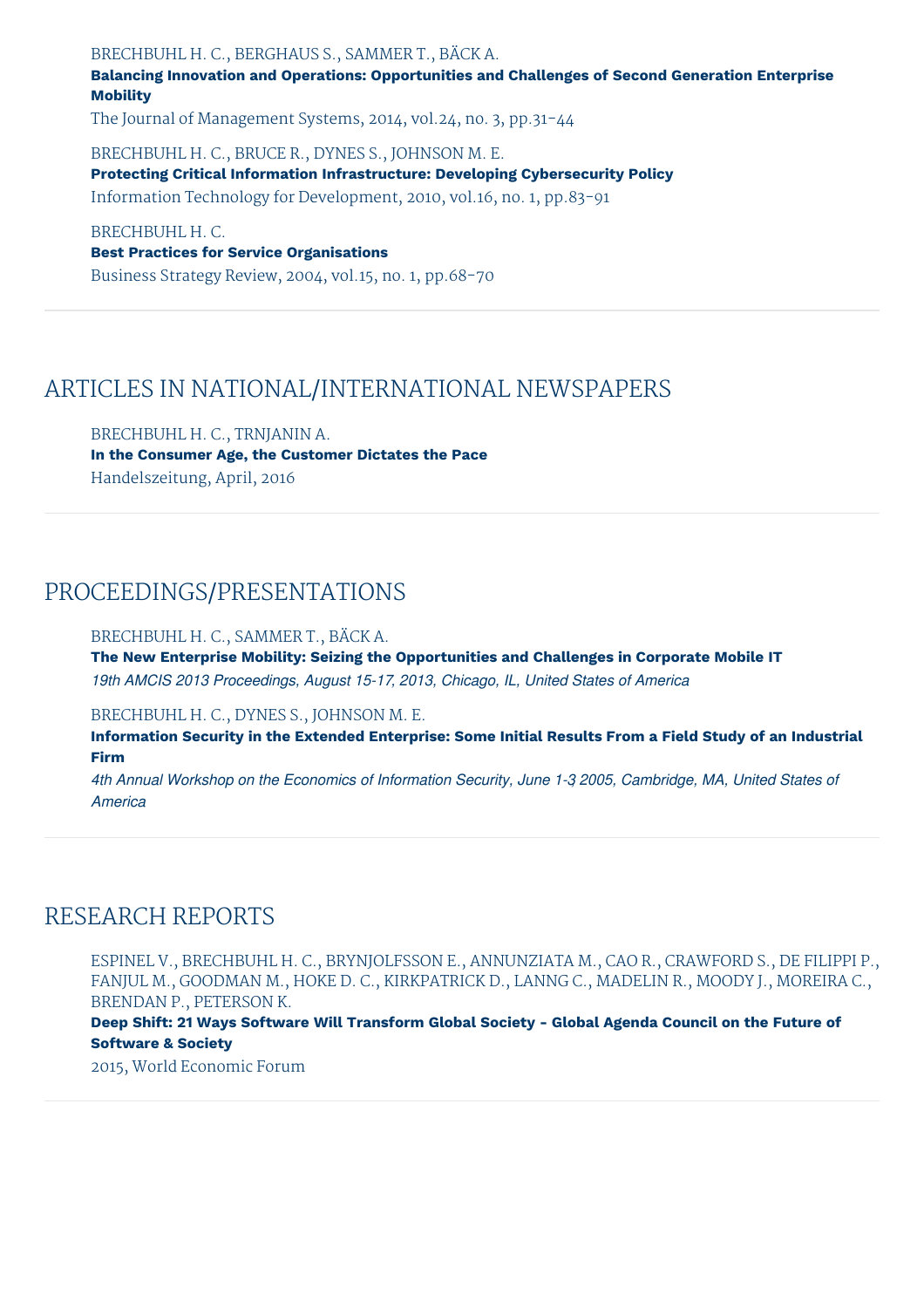BRECHBUHL H. C., BERGHAUS S., SAMMER T., BÄCK A.
**Balancing Innovation and Operations: Opportunities and Challenges of Second Generation Enterprise Mobility**
The Journal of Management Systems, 2014, vol.24, no. 3, pp.31-44

BRECHBUHL H. C., BRUCE R., DYNES S., JOHNSON M. E.
**Protecting Critical Information Infrastructure: Developing Cybersecurity Policy**
Information Technology for Development, 2010, vol.16, no. 1, pp.83-91

BRECHBUHL H. C.
**Best Practices for Service Organisations**
Business Strategy Review, 2004, vol.15, no. 1, pp.68-70

## ARTICLES IN NATIONAL/INTERNATIONAL NEWSPAPERS

BRECHBUHL H. C., TRNJANIN A.
**In the Consumer Age, the Customer Dictates the Pace**
Handelszeitung, April, 2016

## PROCEEDINGS/PRESENTATIONS

BRECHBUHL H. C., SAMMER T., BÄCK A.
**The New Enterprise Mobility: Seizing the Opportunities and Challenges in Corporate Mobile IT**
*19th AMCIS 2013 Proceedings, August 15-17, 2013, Chicago, IL, United States of America*

BRECHBUHL H. C., DYNES S., JOHNSON M. E.
**Information Security in the Extended Enterprise: Some Initial Results From a Field Study of an Industrial Firm**
*4th Annual Workshop on the Economics of Information Security, June 1-3 2005, Cambridge, MA, United States of America*

## RESEARCH REPORTS

ESPINEL V., BRECHBUHL H. C., BRYNJOLFSSON E., ANNUNZIATA M., CAO R., CRAWFORD S., DE FILIPPI P., FANJUL M., GOODMAN M., HOKE D. C., KIRKPATRICK D., LANNG C., MADELIN R., MOODY J., MOREIRA C., BRENDAN P., PETERSON K.
**Deep Shift: 21 Ways Software Will Transform Global Society - Global Agenda Council on the Future of Software & Society**
2015, World Economic Forum